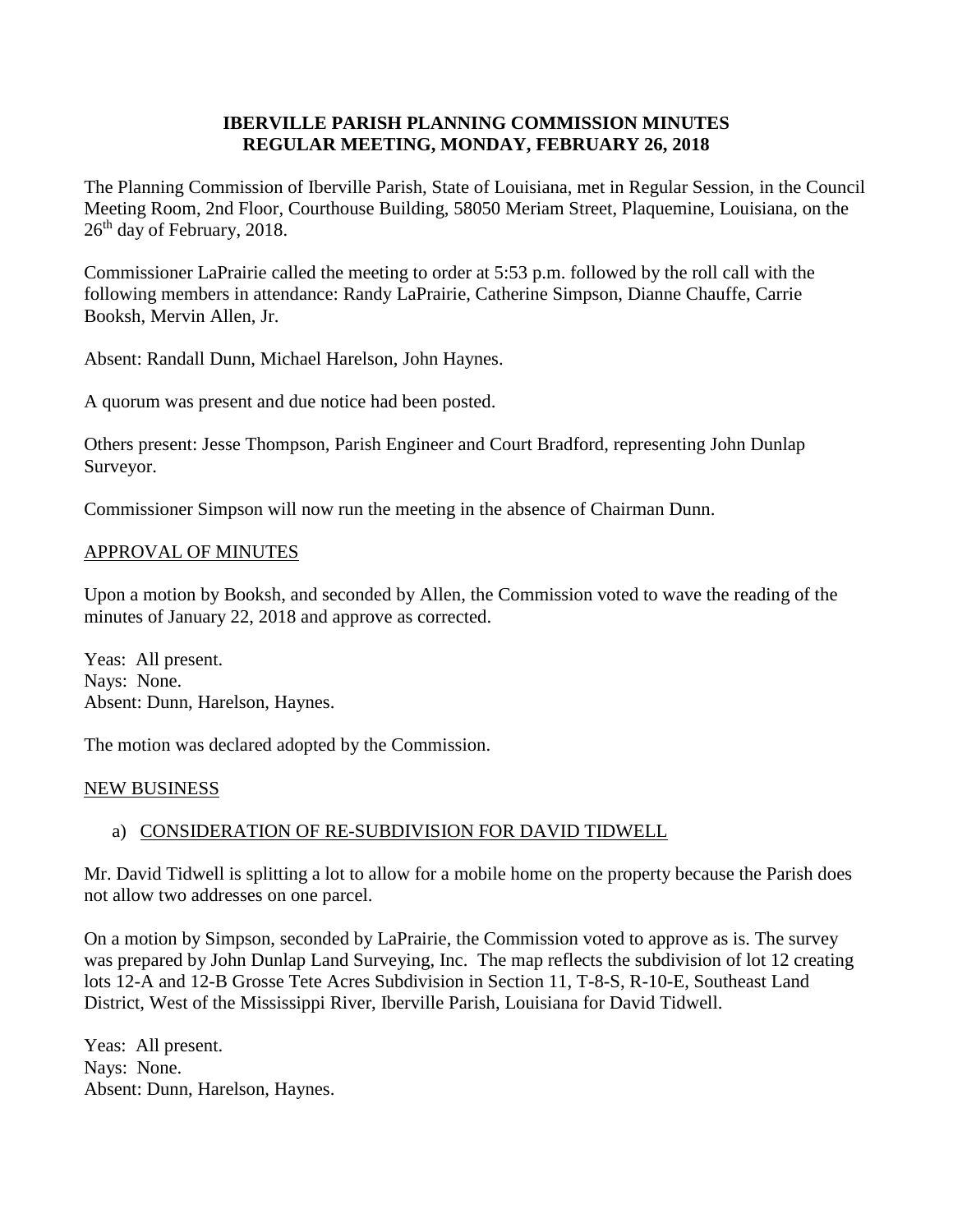**IBERVILLE PARISH PLANNING COMMISSION MINUTES**
**REGULAR MEETING, MONDAY, FEBRUARY 26, 2018**

The Planning Commission of Iberville Parish, State of Louisiana, met in Regular Session, in the Council Meeting Room, 2nd Floor, Courthouse Building, 58050 Meriam Street, Plaquemine, Louisiana, on the 26th day of February, 2018.

Commissioner LaPrairie called the meeting to order at 5:53 p.m. followed by the roll call with the following members in attendance: Randy LaPrairie, Catherine Simpson, Dianne Chauffe, Carrie Booksh, Mervin Allen, Jr.

Absent: Randall Dunn, Michael Harelson, John Haynes.

A quorum was present and due notice had been posted.

Others present: Jesse Thompson, Parish Engineer and Court Bradford, representing John Dunlap Surveyor.

Commissioner Simpson will now run the meeting in the absence of Chairman Dunn.

## APPROVAL OF MINUTES

Upon a motion by Booksh, and seconded by Allen, the Commission voted to wave the reading of the minutes of January 22, 2018 and approve as corrected.

Yeas: All present.
Nays: None.
Absent: Dunn, Harelson, Haynes.

The motion was declared adopted by the Commission.

## NEW BUSINESS

a) CONSIDERATION OF RE-SUBDIVISION FOR DAVID TIDWELL

Mr. David Tidwell is splitting a lot to allow for a mobile home on the property because the Parish does not allow two addresses on one parcel.

On a motion by Simpson, seconded by LaPrairie, the Commission voted to approve as is. The survey was prepared by John Dunlap Land Surveying, Inc. The map reflects the subdivision of lot 12 creating lots 12-A and 12-B Grosse Tete Acres Subdivision in Section 11, T-8-S, R-10-E, Southeast Land District, West of the Mississippi River, Iberville Parish, Louisiana for David Tidwell.

Yeas: All present.
Nays: None.
Absent: Dunn, Harelson, Haynes.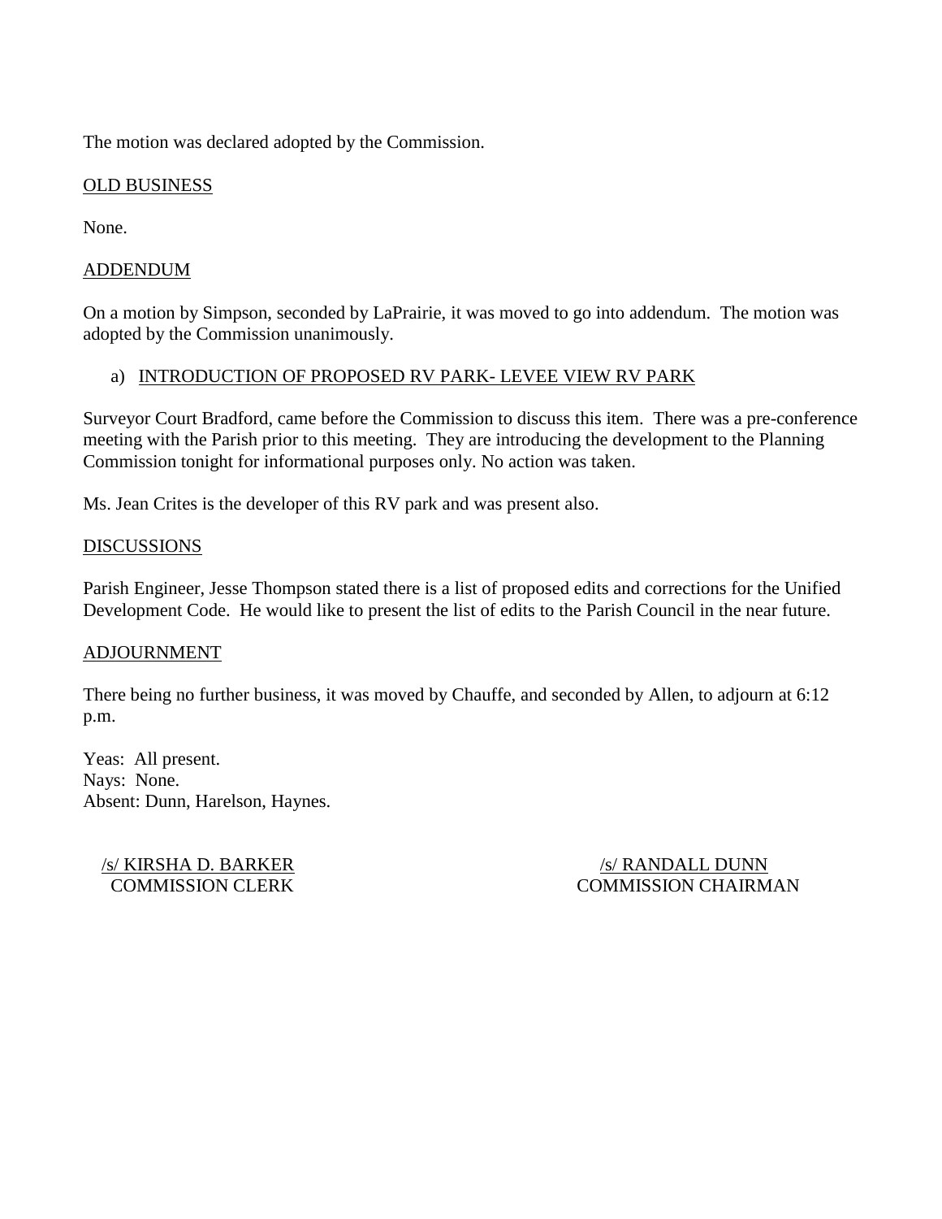The motion was declared adopted by the Commission.

OLD BUSINESS

None.

ADDENDUM

On a motion by Simpson, seconded by LaPrairie, it was moved to go into addendum. The motion was adopted by the Commission unanimously.

a) INTRODUCTION OF PROPOSED RV PARK- LEVEE VIEW RV PARK

Surveyor Court Bradford, came before the Commission to discuss this item. There was a pre-conference meeting with the Parish prior to this meeting. They are introducing the development to the Planning Commission tonight for informational purposes only. No action was taken.

Ms. Jean Crites is the developer of this RV park and was present also.

DISCUSSIONS

Parish Engineer, Jesse Thompson stated there is a list of proposed edits and corrections for the Unified Development Code. He would like to present the list of edits to the Parish Council in the near future.

ADJOURNMENT

There being no further business, it was moved by Chauffe, and seconded by Allen, to adjourn at 6:12 p.m.

Yeas: All present.
Nays: None.
Absent: Dunn, Harelson, Haynes.

/s/ KIRSHA D. BARKER
COMMISSION CLERK

/s/ RANDALL DUNN
COMMISSION CHAIRMAN